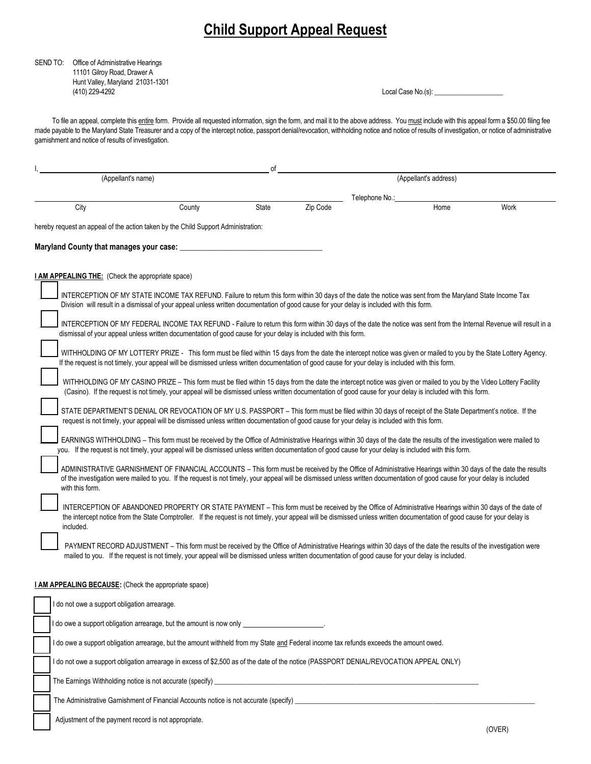# Child Support Appeal Request

SEND TO: Office of Administrative Hearings
11101 Gilroy Road, Drawer A
Hunt Valley, Maryland 21031-1301
(410) 229-4292

Local Case No.(s): ____________________

To file an appeal, complete this entire form. Provide all requested information, sign the form, and mail it to the above address. You must include with this appeal form a $50.00 filing fee made payable to the Maryland State Treasurer and a copy of the intercept notice, passport denial/revocation, withholding notice and notice of results of investigation, or notice of administrative garnishment and notice of results of investigation.

I, ______________________________ of ______________________________
(Appellant's name) (Appellant's address)

______________________________ Telephone No.: ______________________________
City County State Zip Code Home Work

hereby request an appeal of the action taken by the Child Support Administration:

**Maryland County that manages your case:** ____________________________________

**I AM APPEALING THE:** (Check the appropriate space)

- ☐ INTERCEPTION OF MY STATE INCOME TAX REFUND. Failure to return this form within 30 days of the date the notice was sent from the Maryland State Income Tax Division will result in a dismissal of your appeal unless written documentation of good cause for your delay is included with this form.
- ☐ INTERCEPTION OF MY FEDERAL INCOME TAX REFUND - Failure to return this form within 30 days of the date the notice was sent from the Internal Revenue will result in a dismissal of your appeal unless written documentation of good cause for your delay is included with this form.
- ☐ WITHHOLDING OF MY LOTTERY PRIZE - This form must be filed within 15 days from the date the intercept notice was given or mailed to you by the State Lottery Agency. If the request is not timely, your appeal will be dismissed unless written documentation of good cause for your delay is included with this form.
- ☐ WITHHOLDING OF MY CASINO PRIZE – This form must be filed within 15 days from the date the intercept notice was given or mailed to you by the Video Lottery Facility (Casino). If the request is not timely, your appeal will be dismissed unless written documentation of good cause for your delay is included with this form.
- ☐ STATE DEPARTMENT'S DENIAL OR REVOCATION OF MY U.S. PASSPORT – This form must be filed within 30 days of receipt of the State Department's notice. If the request is not timely, your appeal will be dismissed unless written documentation of good cause for your delay is included with this form.
- ☐ EARNINGS WITHHOLDING – This form must be received by the Office of Administrative Hearings within 30 days of the date the results of the investigation were mailed to you. If the request is not timely, your appeal will be dismissed unless written documentation of good cause for your delay is included with this form.
- ☐ ADMINISTRATIVE GARNISHMENT OF FINANCIAL ACCOUNTS – This form must be received by the Office of Administrative Hearings within 30 days of the date the results of the investigation were mailed to you. If the request is not timely, your appeal will be dismissed unless written documentation of good cause for your delay is included with this form.
- ☐ INTERCEPTION OF ABANDONED PROPERTY OR STATE PAYMENT – This form must be received by the Office of Administrative Hearings within 30 days of the date of the intercept notice from the State Comptroller. If the request is not timely, your appeal will be dismissed unless written documentation of good cause for your delay is included.
- ☐ PAYMENT RECORD ADJUSTMENT – This form must be received by the Office of Administrative Hearings within 30 days of the date the results of the investigation were mailed to you. If the request is not timely, your appeal will be dismissed unless written documentation of good cause for your delay is included.

**I AM APPEALING BECAUSE:** (Check the appropriate space)

- ☐ I do not owe a support obligation arrearage.
- ☐ I do owe a support obligation arrearage, but the amount is now only ______________________.
- ☐ I do owe a support obligation arrearage, but the amount withheld from my State and Federal income tax refunds exceeds the amount owed.
- ☐ I do not owe a support obligation arrearage in excess of $2,500 as of the date of the notice (PASSPORT DENIAL/REVOCATION APPEAL ONLY)
- ☐ The Earnings Withholding notice is not accurate (specify) ______________________________
- ☐ The Administrative Garnishment of Financial Accounts notice is not accurate (specify) ______________________________
- ☐ Adjustment of the payment record is not appropriate.

(OVER)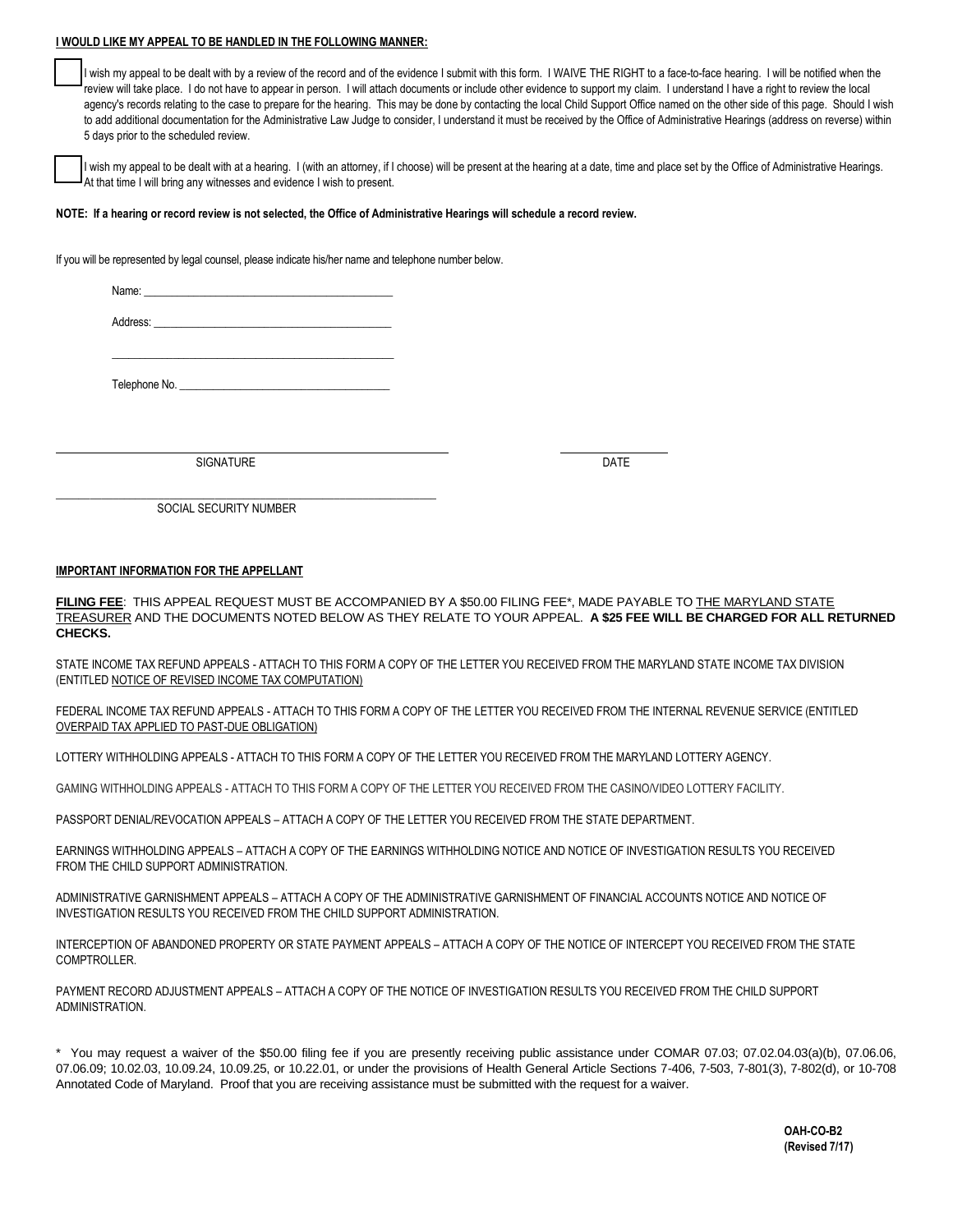**I WOULD LIKE MY APPEAL TO BE HANDLED IN THE FOLLOWING MANNER:**

☐ I wish my appeal to be dealt with by a review of the record and of the evidence I submit with this form. I WAIVE THE RIGHT to a face-to-face hearing. I will be notified when the review will take place. I do not have to appear in person. I will attach documents or include other evidence to support my claim. I understand I have a right to review the local agency's records relating to the case to prepare for the hearing. This may be done by contacting the local Child Support Office named on the other side of this page. Should I wish to add additional documentation for the Administrative Law Judge to consider, I understand it must be received by the Office of Administrative Hearings (address on reverse) within 5 days prior to the scheduled review.

☐ I wish my appeal to be dealt with at a hearing. I (with an attorney, if I choose) will be present at the hearing at a date, time and place set by the Office of Administrative Hearings. At that time I will bring any witnesses and evidence I wish to present.

**NOTE: If a hearing or record review is not selected, the Office of Administrative Hearings will schedule a record review.**

If you will be represented by legal counsel, please indicate his/her name and telephone number below.

Name: ___________________________________________

Address: _________________________________________

_________________________________________________

Telephone No. ____________________________________

_________________________________________________ ________________

SIGNATURE DATE

_________________________________________________

SOCIAL SECURITY NUMBER

**IMPORTANT INFORMATION FOR THE APPELLANT**

**FILING FEE**: THIS APPEAL REQUEST MUST BE ACCOMPANIED BY A $50.00 FILING FEE*, MADE PAYABLE TO THE MARYLAND STATE TREASURER AND THE DOCUMENTS NOTED BELOW AS THEY RELATE TO YOUR APPEAL. **A $25 FEE WILL BE CHARGED FOR ALL RETURNED CHECKS.**

STATE INCOME TAX REFUND APPEALS - ATTACH TO THIS FORM A COPY OF THE LETTER YOU RECEIVED FROM THE MARYLAND STATE INCOME TAX DIVISION (ENTITLED NOTICE OF REVISED INCOME TAX COMPUTATION)

FEDERAL INCOME TAX REFUND APPEALS - ATTACH TO THIS FORM A COPY OF THE LETTER YOU RECEIVED FROM THE INTERNAL REVENUE SERVICE (ENTITLED OVERPAID TAX APPLIED TO PAST-DUE OBLIGATION)

LOTTERY WITHHOLDING APPEALS - ATTACH TO THIS FORM A COPY OF THE LETTER YOU RECEIVED FROM THE MARYLAND LOTTERY AGENCY.

GAMING WITHHOLDING APPEALS - ATTACH TO THIS FORM A COPY OF THE LETTER YOU RECEIVED FROM THE CASINO/VIDEO LOTTERY FACILITY.

PASSPORT DENIAL/REVOCATION APPEALS – ATTACH A COPY OF THE LETTER YOU RECEIVED FROM THE STATE DEPARTMENT.

EARNINGS WITHHOLDING APPEALS – ATTACH A COPY OF THE EARNINGS WITHHOLDING NOTICE AND NOTICE OF INVESTIGATION RESULTS YOU RECEIVED FROM THE CHILD SUPPORT ADMINISTRATION.

ADMINISTRATIVE GARNISHMENT APPEALS – ATTACH A COPY OF THE ADMINISTRATIVE GARNISHMENT OF FINANCIAL ACCOUNTS NOTICE AND NOTICE OF INVESTIGATION RESULTS YOU RECEIVED FROM THE CHILD SUPPORT ADMINISTRATION.

INTERCEPTION OF ABANDONED PROPERTY OR STATE PAYMENT APPEALS – ATTACH A COPY OF THE NOTICE OF INTERCEPT YOU RECEIVED FROM THE STATE COMPTROLLER.

PAYMENT RECORD ADJUSTMENT APPEALS – ATTACH A COPY OF THE NOTICE OF INVESTIGATION RESULTS YOU RECEIVED FROM THE CHILD SUPPORT ADMINISTRATION.

* You may request a waiver of the $50.00 filing fee if you are presently receiving public assistance under COMAR 07.03; 07.02.04.03(a)(b), 07.06.06, 07.06.09; 10.02.03, 10.09.24, 10.09.25, or 10.22.01, or under the provisions of Health General Article Sections 7-406, 7-503, 7-801(3), 7-802(d), or 10-708 Annotated Code of Maryland. Proof that you are receiving assistance must be submitted with the request for a waiver.

**OAH-CO-B2**
**(Revised 7/17)**